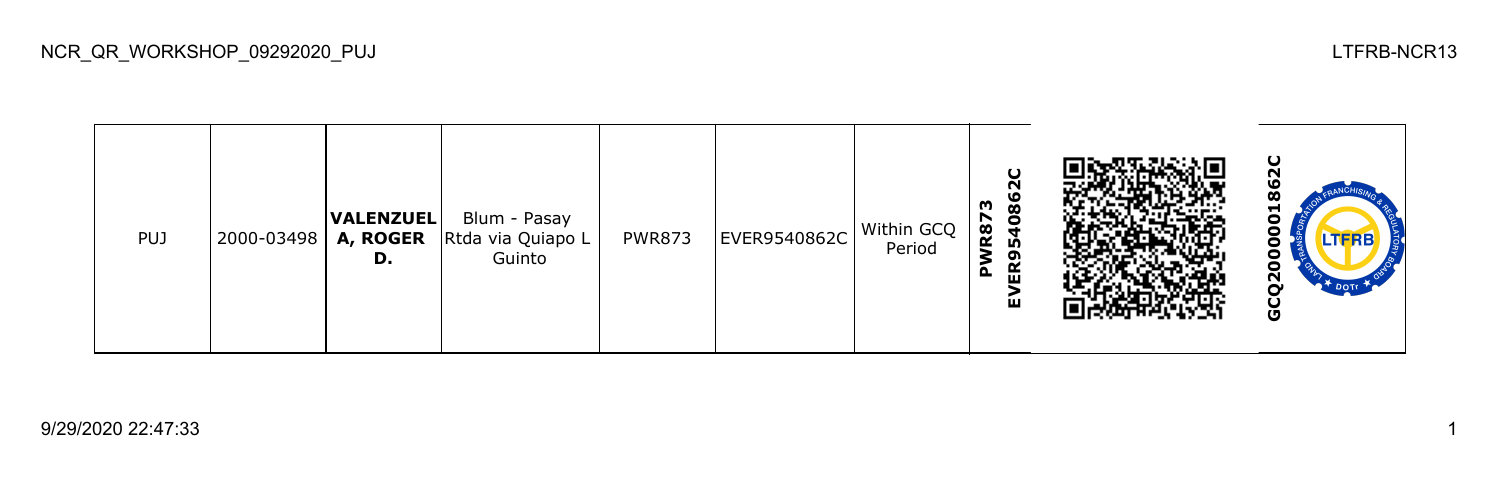| PUJ | 2000-03498 | **VALENZUELA, ROGER D.** | Blum - Pasay Rtda via Quiapo L Guinto | PWR873 | EVER9540862C | Within GCQ Period | **PWR873 EVER9540862C** | | **GCQ20000001862C** |
|---|---|---|---|---|---|---|---|---|---|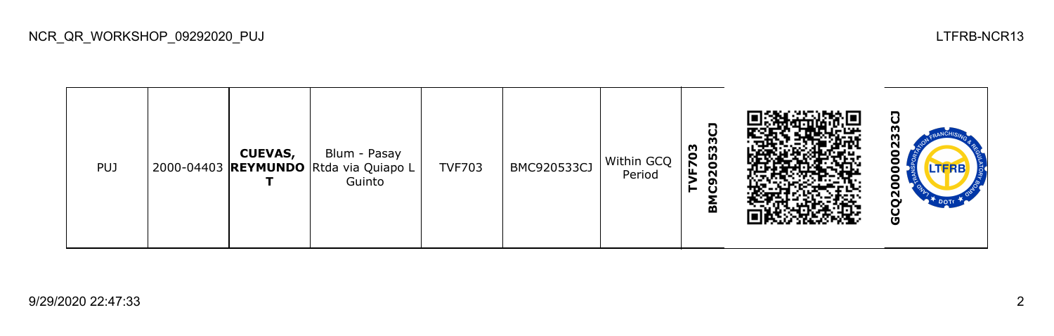| PUJ | 2000-04403 | **CUEVAS, REYMUNDO T** | Blum - Pasay Rtda via Quiapo L Guinto | TVF703 | BMC920533CJ | Within GCQ Period | **TVF703 BMC920533CJ** | | **GCQ200000233CJ** |
|---|---|---|---|---|---|---|---|---|---|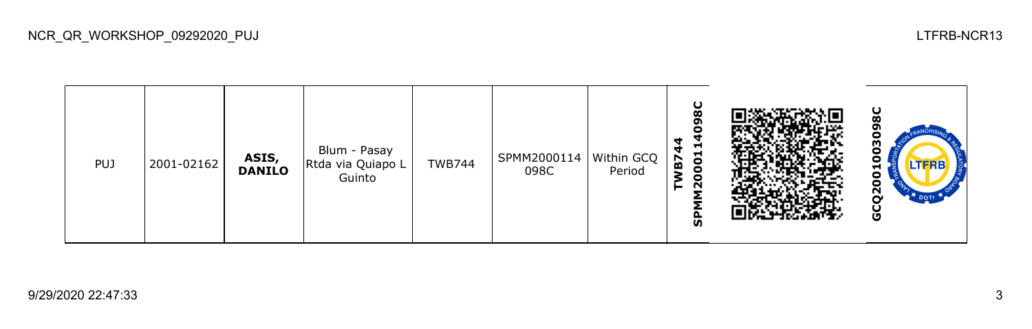| PUJ | 2001-02162 | **ASIS, DANILO** | Blum - Pasay Rtda via Quiapo L Guinto | TWB744 | SPMM2000114 098C | Within GCQ Period | **TWB744 SPMM20001140​98C** | | **GCQ2001003098C** |
|---|---|---|---|---|---|---|---|---|---|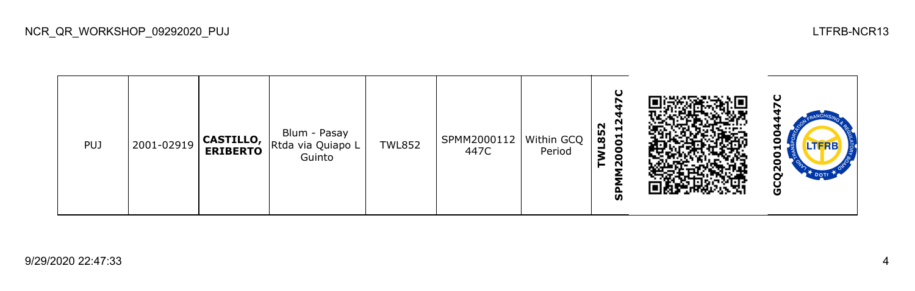| PUJ | 2001-02919 | **CASTILLO, ERIBERTO** | Blum - Pasay Rtda via Quiapo L Guinto | TWL852 | SPMM2000112447C | Within GCQ Period | **TWL852 SPMM2000112447C** | | **GCQ2001004447C** |
|---|---|---|---|---|---|---|---|---|---|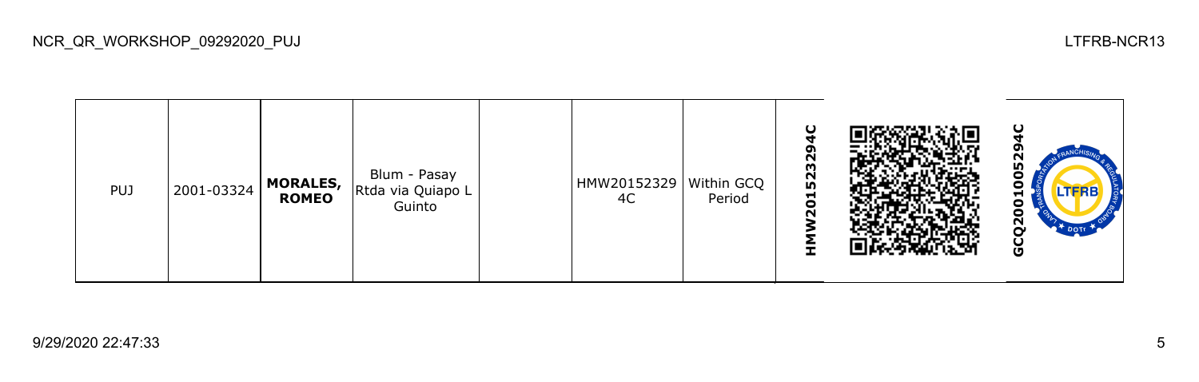| PUJ | 2001-03324 | **MORALES, ROMEO** | Blum - Pasay Rtda via Quiapo L Guinto | | HMW20152329 4C | Within GCQ Period | **HMW20152329​4C** | | **GCQ2001005294C** |
|---|---|---|---|---|---|---|---|---|---|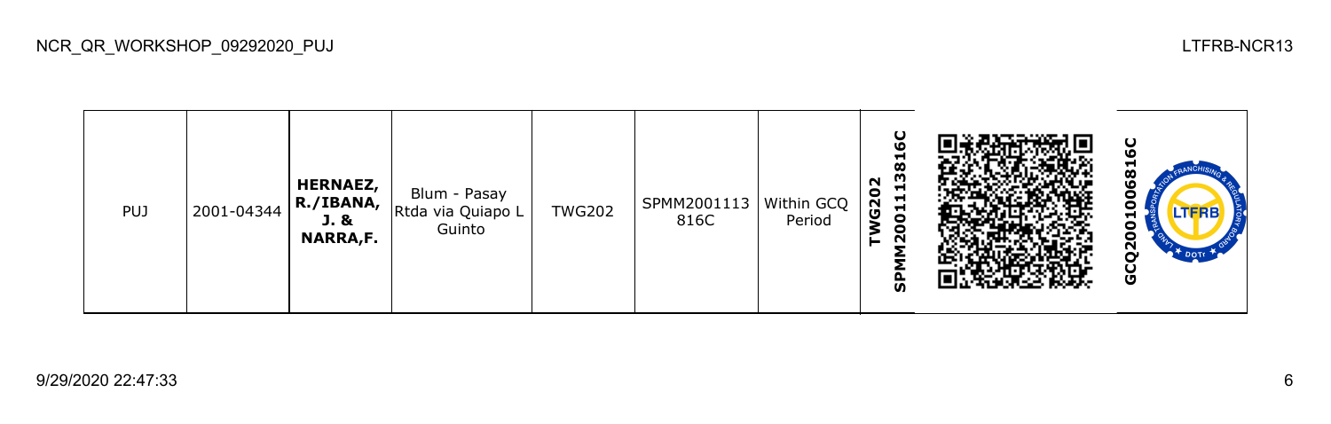| PUJ | 2001-04344 | **HERNAEZ, R./IBANA, J. & NARRA,F.** | Blum - Pasay Rtda via Quiapo L Guinto | TWG202 | SPMM2001113816C | Within GCQ Period | **TWG202 SPMM2001113816C** | | **GCQ2001006816C** |
|---|---|---|---|---|---|---|---|---|---|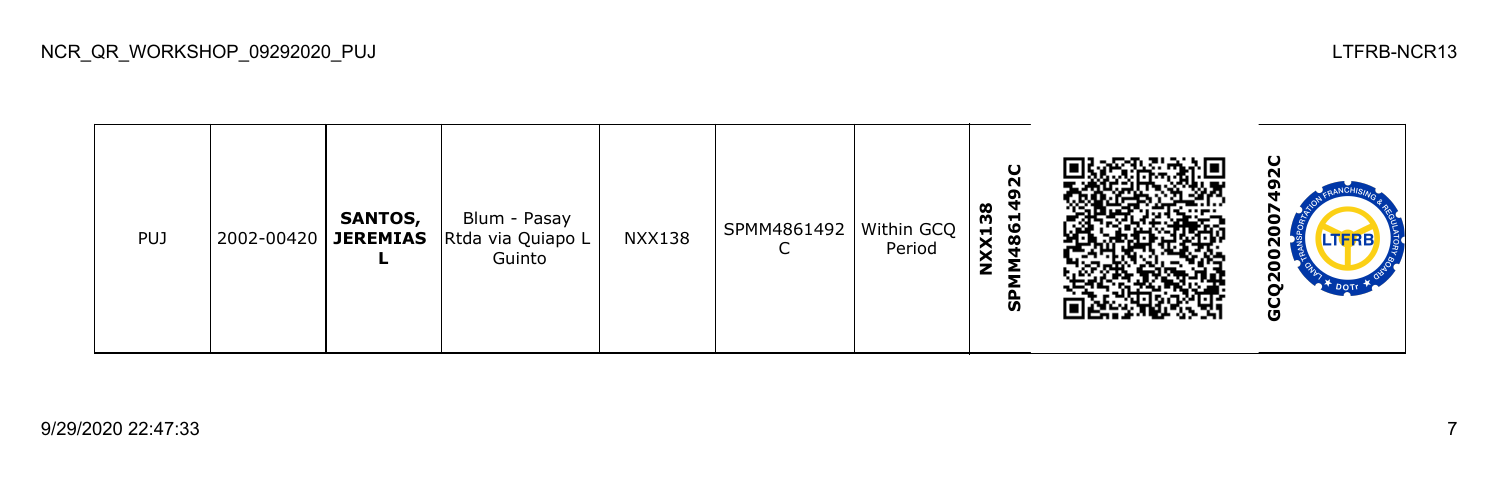| PUJ | 2002-00420 | **SANTOS, JEREMIAS L** | Blum - Pasay Rtda via Quiapo L Guinto | NXX138 | SPMM4861492C | Within GCQ Period | **NXX138 SPMM4861492C** | | **GCQ2002007492C** |
|---|---|---|---|---|---|---|---|---|---|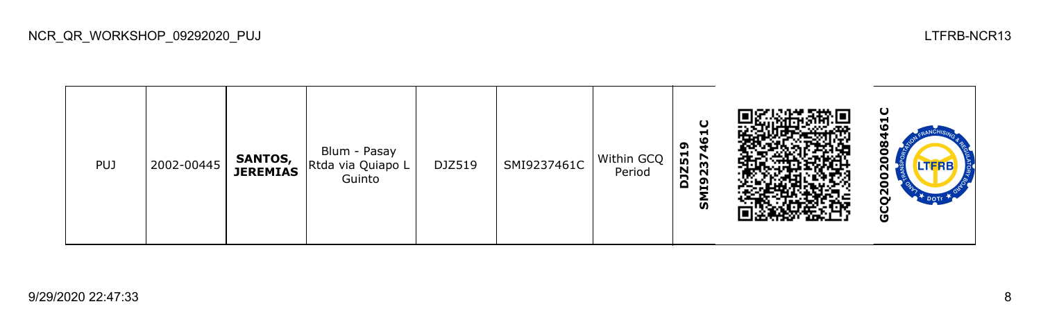| PUJ | 2002-00445 | **SANTOS, JEREMIAS** | Blum - Pasay Rtda via Quiapo L Guinto | DJZ519 | SMI9237461C | Within GCQ Period | **DJZ519 SMI9237461C** | | **GCQ2002008461C** |
|---|---|---|---|---|---|---|---|---|---|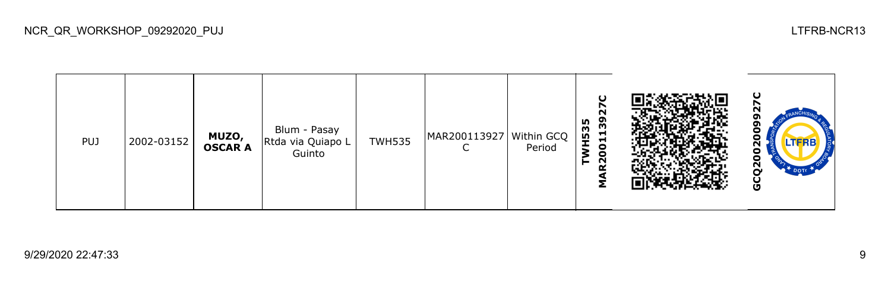| PUJ | 2002-03152 | **MUZO, OSCAR A** | Blum - Pasay Rtda via Quiapo L Guinto | TWH535 | MAR200113927C | Within GCQ Period | **TWH535 MAR200113927C** | | **GCQ2002009927C** |
|---|---|---|---|---|---|---|---|---|---|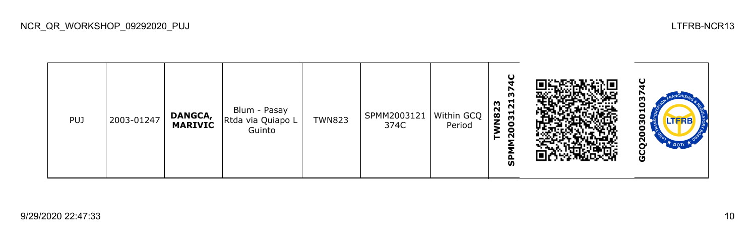| PUJ | 2003-01247 | **DANGCA, MARIVIC** | Blum - Pasay Rtda via Quiapo L Guinto | TWN823 | SPMM2003121374C | Within GCQ Period | **SPMM2003121374C TWN823** | | **GCQ2003010374C** |
|---|---|---|---|---|---|---|---|---|---|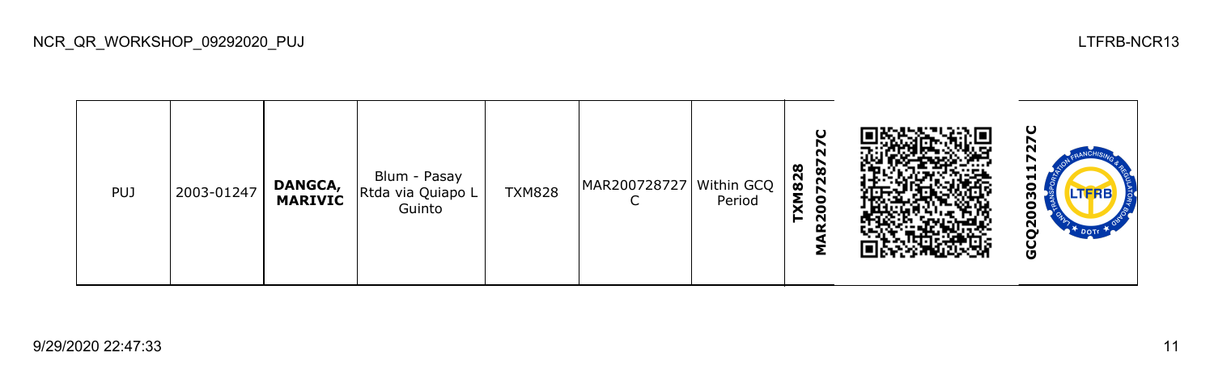| PUJ | 2003-01247 | **DANGCA, MARIVIC** | Blum - Pasay Rtda via Quiapo L Guinto | TXM828 | MAR200728727C | Within GCQ Period | **TXM828 MAR200728727C** | | **GCQ2003011727C** |
|---|---|---|---|---|---|---|---|---|---|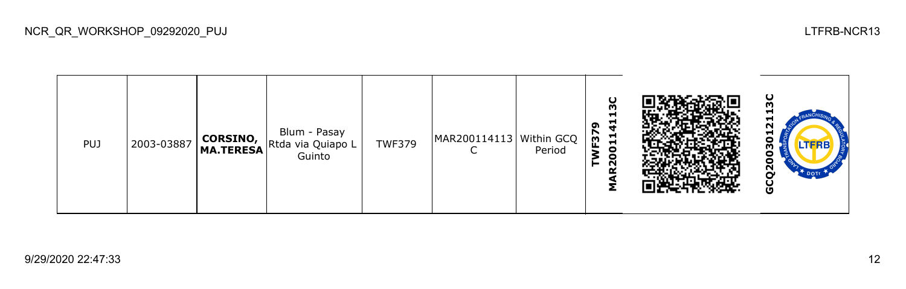| PUJ | 2003-03887 | **CORSINO, MA.TERESA** | Blum - Pasay Rtda via Quiapo L Guinto | TWF379 | MAR200114113C | Within GCQ Period | **TWF379 MAR200114113C** | | **GCQ200301211 3C** |
|---|---|---|---|---|---|---|---|---|---|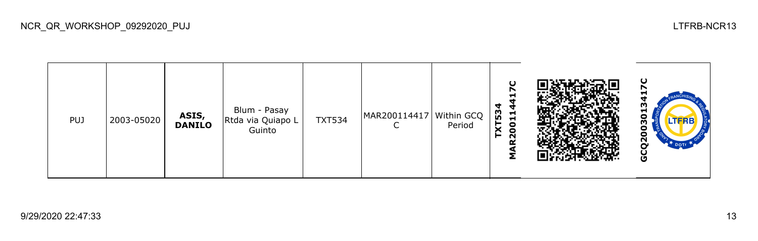| PUJ | 2003-05020 | **ASIS, DANILO** | Blum - Pasay Rtda via Quiapo L Guinto | TXT534 | MAR200114417C | Within GCQ Period | **TXT534 MAR200114417C** | | **GCQ2003013417C** |
|---|---|---|---|---|---|---|---|---|---|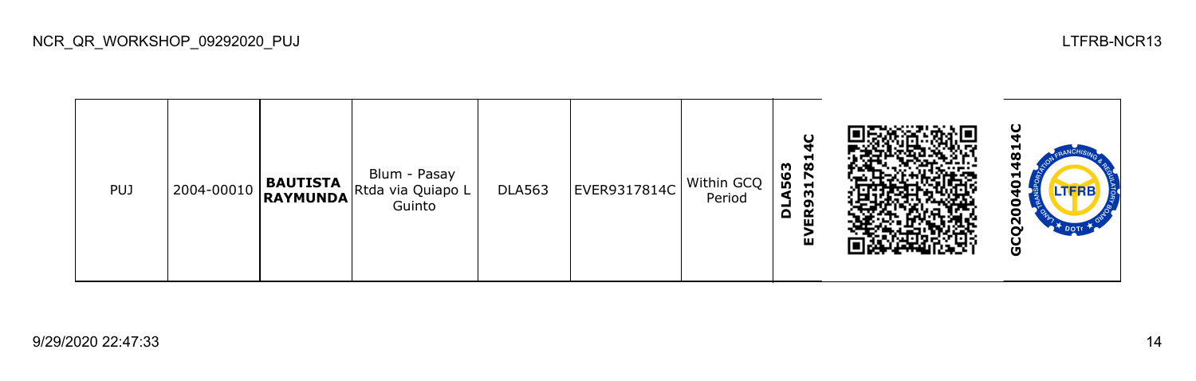| PUJ | 2004-00010 | **BAUTISTA RAYMUNDA** | Blum - Pasay Rtda via Quiapo L Guinto | DLA563 | EVER9317814C | Within GCQ Period | **DLA563 EVER9317814C** | | **GCQ2004014814C** |
|---|---|---|---|---|---|---|---|---|---|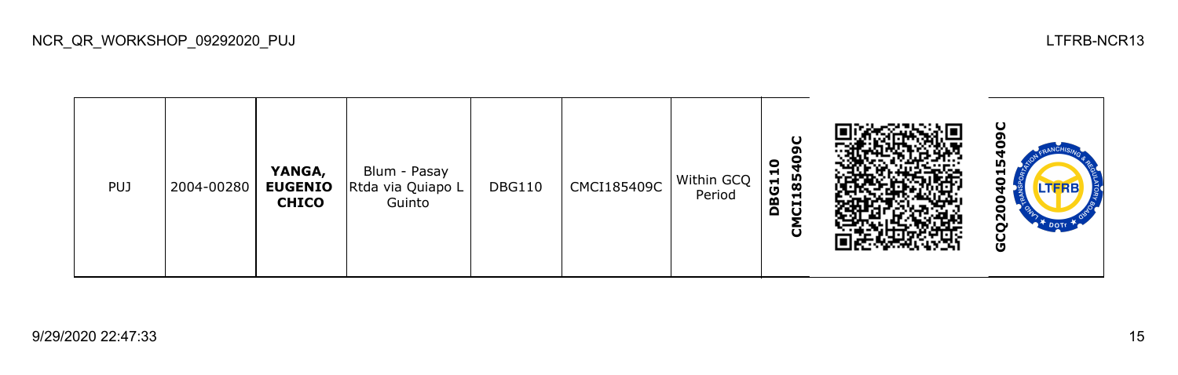| PUJ | 2004-00280 | **YANGA, EUGENIO CHICO** | Blum - Pasay Rtda via Quiapo L Guinto | DBG110 | CMCI185409C | Within GCQ Period | **DBG110 CMCI185409C** | | **GCQ2004015409C** |
|---|---|---|---|---|---|---|---|---|---|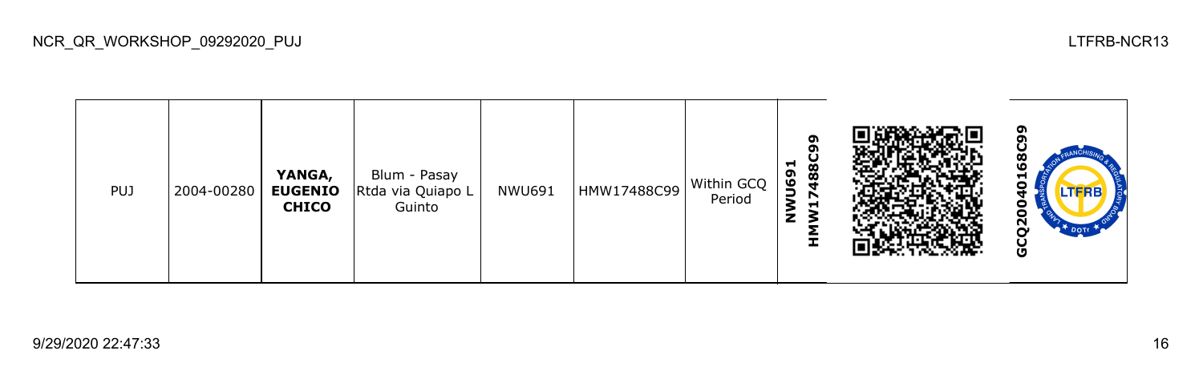| PUJ | 2004-00280 | **YANGA, EUGENIO CHICO** | Blum - Pasay Rtda via Quiapo L Guinto | NWU691 | HMW17488C99 | Within GCQ Period | **NWU691 HMW17488C99** | | **GCQ20040168C99** |
|---|---|---|---|---|---|---|---|---|---|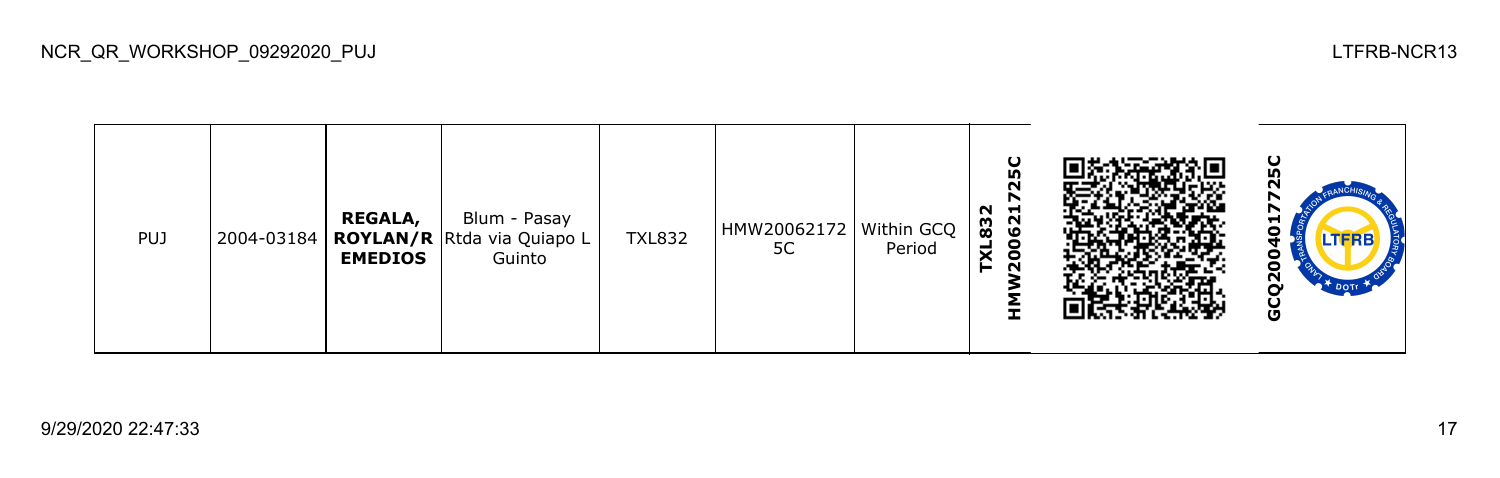| PUJ | 2004-03184 | **REGALA, ROYLAN/R EMEDIOS** | Blum - Pasay Rtda via Quiapo L Guinto | TXL832 | HMW200621725C | Within GCQ Period | **TXL832 HMW200621725C** | | **GCQ200401725C** |
|---|---|---|---|---|---|---|---|---|---|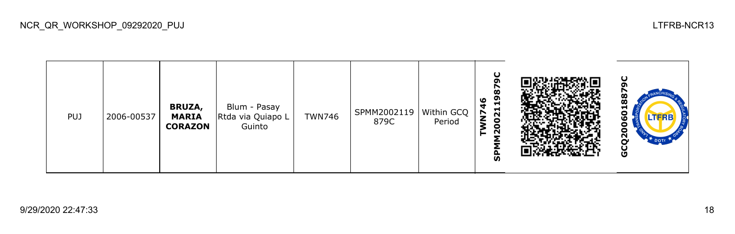| PUJ | 2006-00537 | **BRUZA, MARIA CORAZON** | Blum - Pasay Rtda via Quiapo L Guinto | TWN746 | SPMM2002119879C | Within GCQ Period | **TWN746 SPMM2002119879C** | | **GCQ2006018879C** |
|---|---|---|---|---|---|---|---|---|---|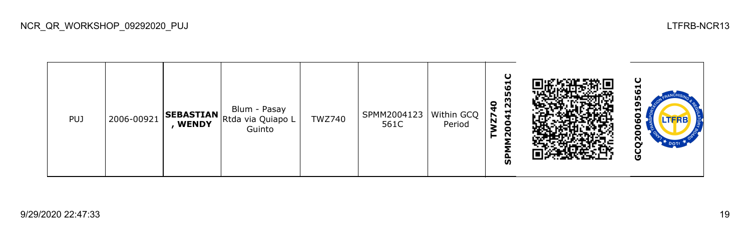| PUJ | 2006-00921 | **SEBASTIAN, WENDY** | Blum - Pasay Rtda via Quiapo L Guinto | TWZ740 | SPMM2004123561C | Within GCQ Period | **TWZ740 SPMM2004123561C** | | **GCQ2006019561C** |
|---|---|---|---|---|---|---|---|---|---|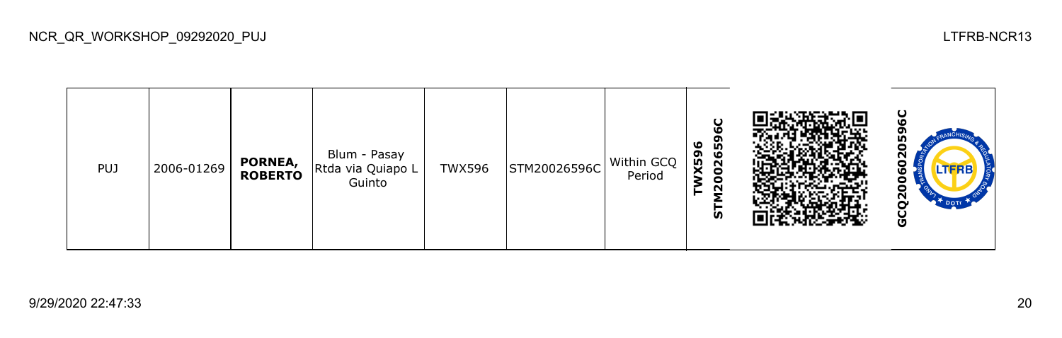NCR_QR_WORKSHOP_09292020_PUJ

LTFRB-NCR13

| PUJ | 2006-01269 | **PORNEA, ROBERTO** | Blum - Pasay Rtda via Quiapo L Guinto | TWX596 | STM20026596C | Within GCQ Period | **TWX596 STM20026596C** | | **GCQ20060205960C** |
|---|---|---|---|---|---|---|---|---|---|

9/29/2020 22:47:33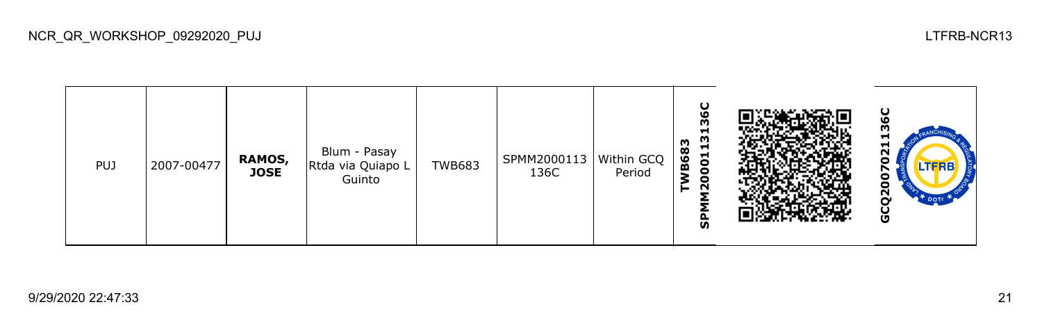| PUJ | 2007-00477 | **RAMOS, JOSE** | Blum - Pasay Rtda via Quiapo L Guinto | TWB683 | SPMM2000113 136C | Within GCQ Period | **SPMM2000113136C TWB683** | | **GCQ2007021136C** |
|---|---|---|---|---|---|---|---|---|---|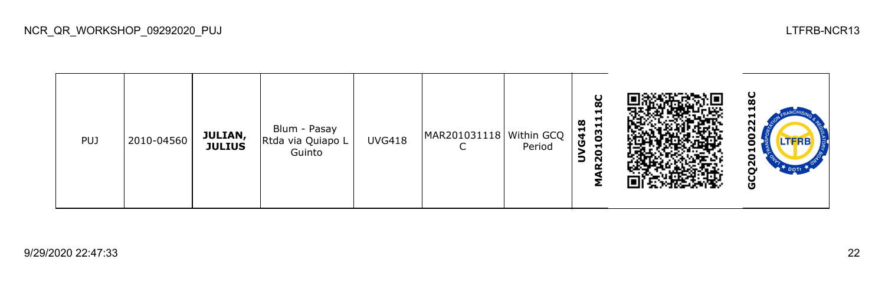| PUJ | 2010-04560 | **JULIAN, JULIUS** | Blum - Pasay Rtda via Quiapo L Guinto | UVG418 | MAR201031118C | Within GCQ Period | **UVG418 MAR201031118C** | | **GCQ2010022118C** |
|---|---|---|---|---|---|---|---|---|---|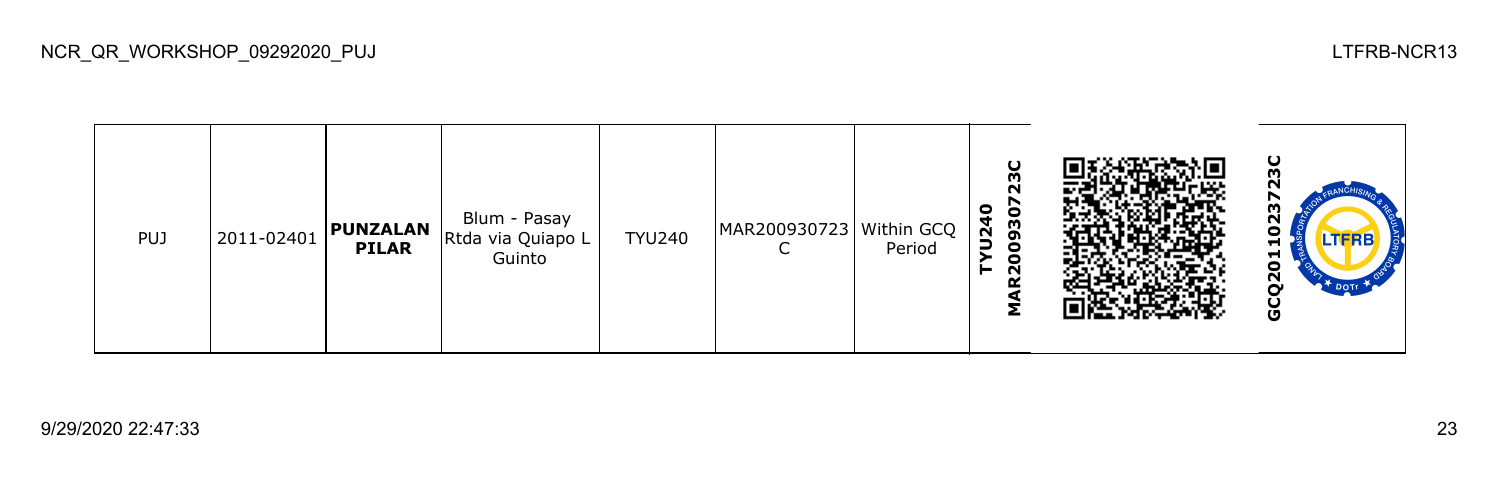| PUJ | 2011-02401 | **PUNZALAN PILAR** | Blum - Pasay Rtda via Quiapo L Guinto | TYU240 | MAR200930723C | Within GCQ Period | **TYU240 MAR200930723C** | | **GCQ2011023723C** |
|---|---|---|---|---|---|---|---|---|---|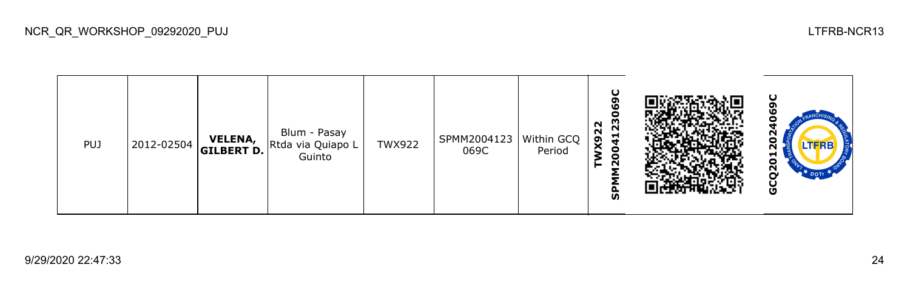| PUJ | 2012-02504 | **VELENA, GILBERT D.** | Blum - Pasay Rtda via Quiapo L Guinto | TWX922 | SPMM2004123069C | Within GCQ Period | **TWX922 SPMM2004123069C** | | **GCQ2012024069C** |
|---|---|---|---|---|---|---|---|---|---|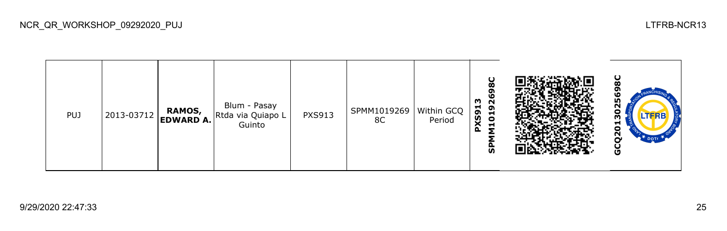| PUJ | 2013-03712 | **RAMOS, EDWARD A.** | Blum - Pasay Rtda via Quiapo L Guinto | PXS913 | SPMM1019269 8C | Within GCQ Period | **PXS913 SPMM10192698C** | | **GCQ2013025698C** |
|---|---|---|---|---|---|---|---|---|---|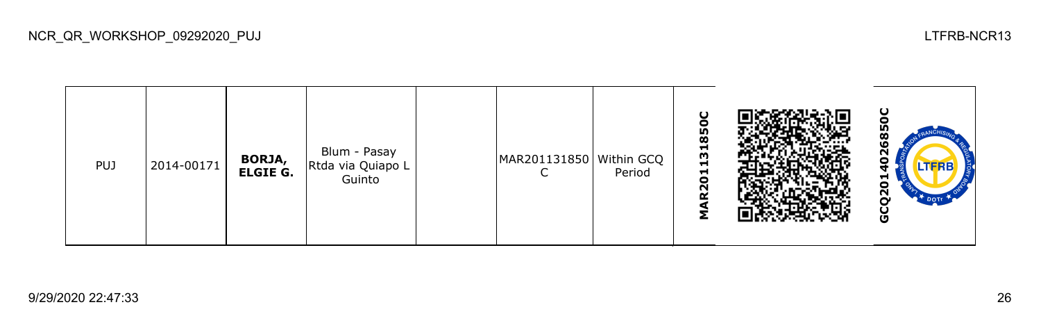| | | | | | | | | | |
|---|---|---|---|---|---|---|---|---|---|
| PUJ | 2014-00171 | **BORJA, ELGIE G.** | Blum - Pasay Rtda via Quiapo L Guinto | | MAR201131850C | Within GCQ Period | **MAR201131850C** | | **GCQ2014026850C** |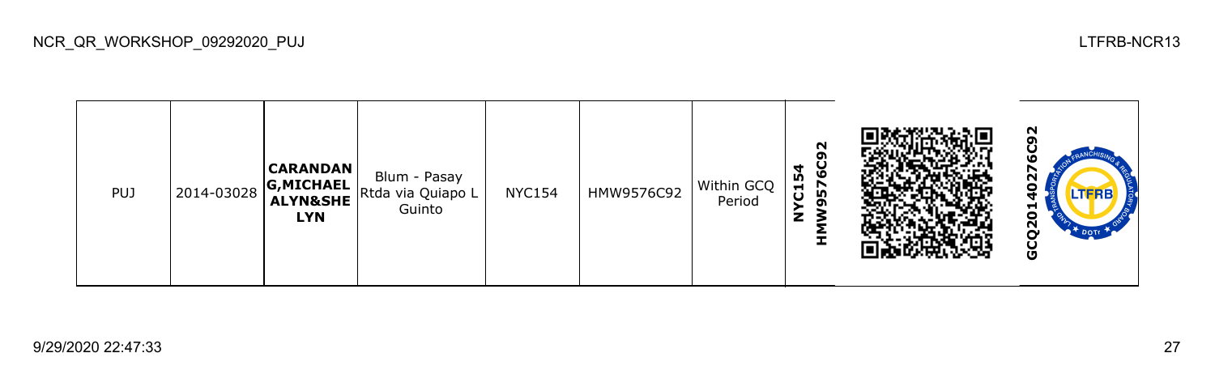| PUJ | 2014-03028 | **CARANDANG,MICHAEL ALYN&SHELYN** | Blum - Pasay Rtda via Quiapo L Guinto | NYC154 | HMW9576C92 | Within GCQ Period | **NYC154 HMW9576C92** | | **GCQ201402 76C92** |
|---|---|---|---|---|---|---|---|---|---|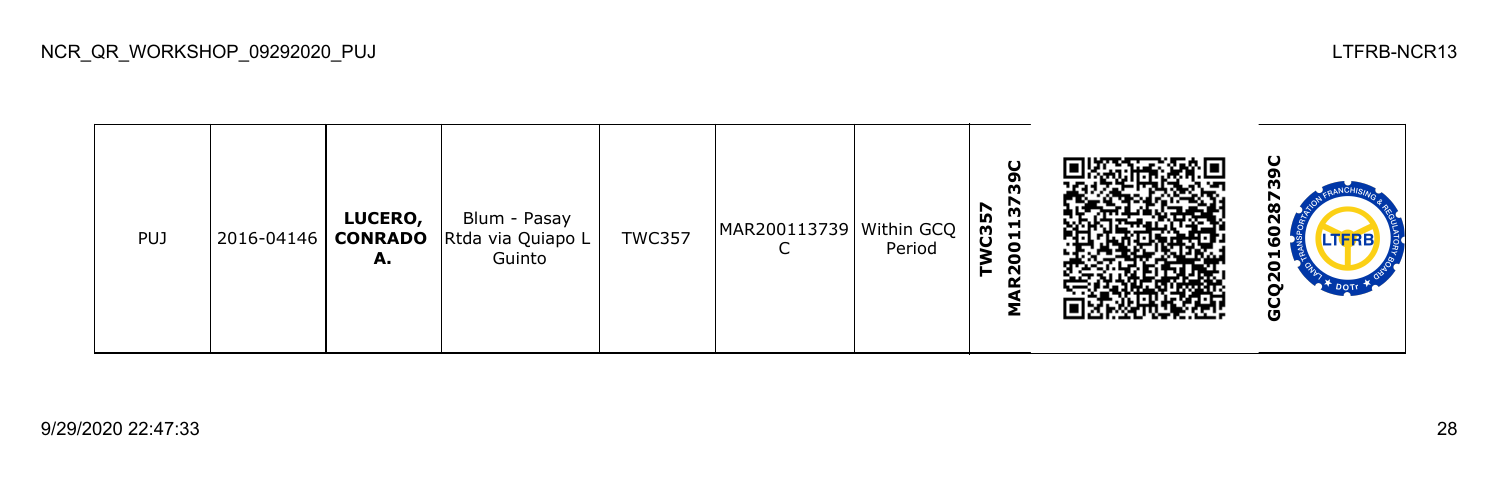| PUJ | 2016-04146 | **LUCERO, CONRADO A.** | Blum - Pasay Rtda via Quiapo L Guinto | TWC357 | MAR200113739C | Within GCQ Period | **TWC357 MAR200113739C** | | **GCQ2016028739C** |
|---|---|---|---|---|---|---|---|---|---|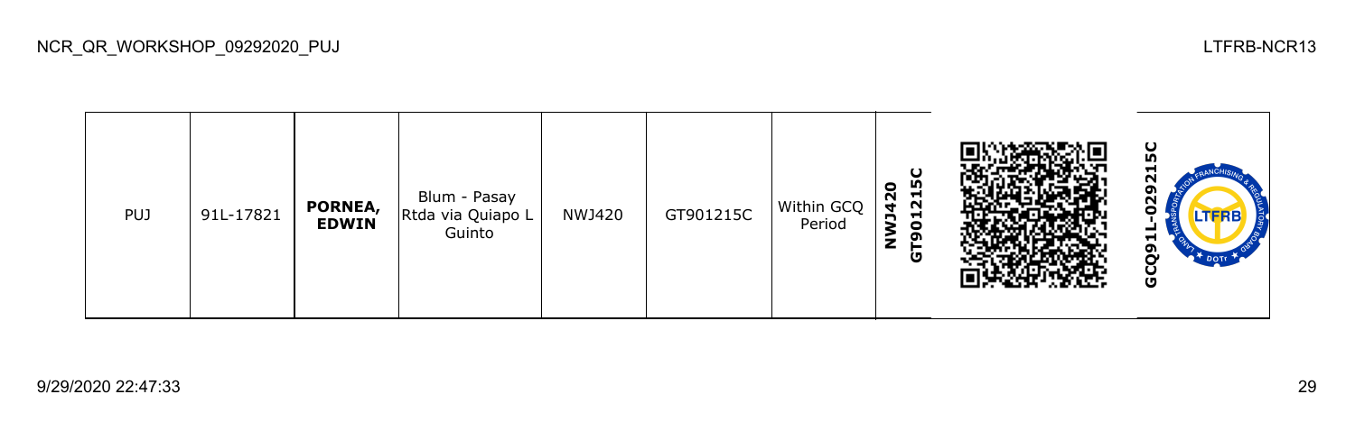| PUJ | 91L-17821 | **PORNEA, EDWIN** | Blum - Pasay Rtda via Quiapo L Guinto | NWJ420 | GT901215C | Within GCQ Period | **NWJ420 GT901215C** | | **GCQ91L-029215C** |
|---|---|---|---|---|---|---|---|---|---|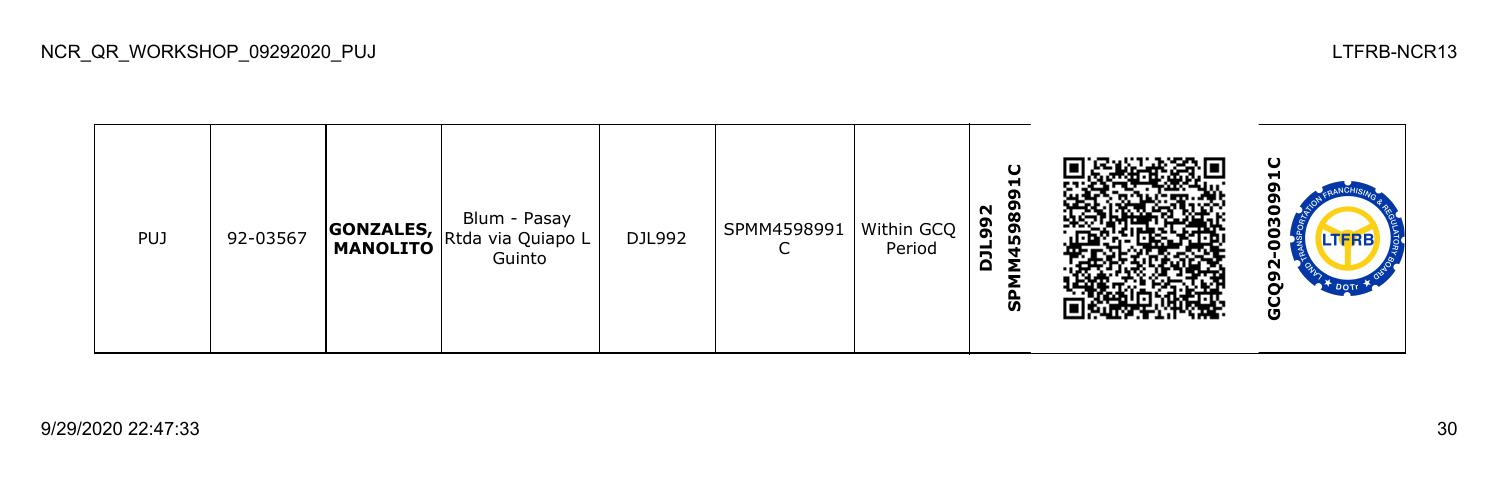| PUJ | 92-03567 | **GONZALES, MANOLITO** | Blum - Pasay Rtda via Quiapo L Guinto | DJL992 | SPMM4598991C | Within GCQ Period | **DJL992 SPMM4598991C** | | **GCQ92-0030991C** |
|---|---|---|---|---|---|---|---|---|---|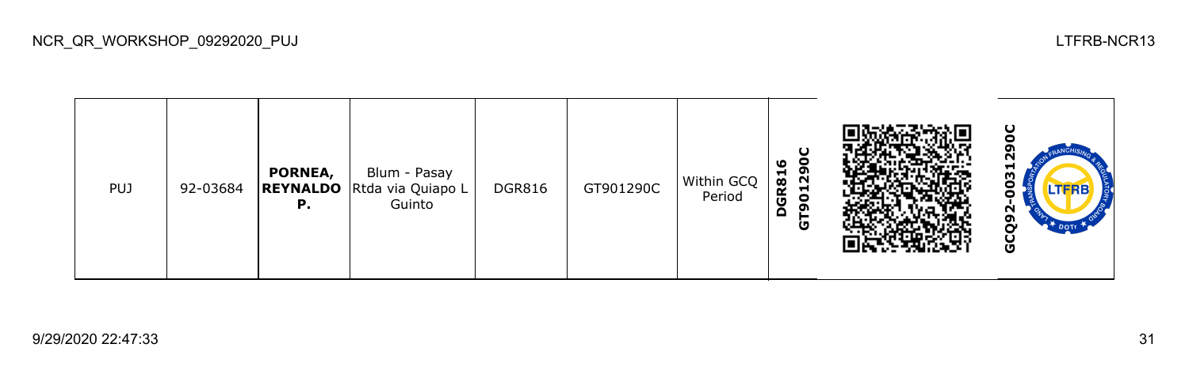| PUJ | 92-03684 | **PORNEA, REYNALDO P.** | Blum - Pasay Rtda via Quiapo L Guinto | DGR816 | GT901290C | Within GCQ Period | **DGR816 GT901290C** | | **GCQ92-0031290C** |
|---|---|---|---|---|---|---|---|---|---|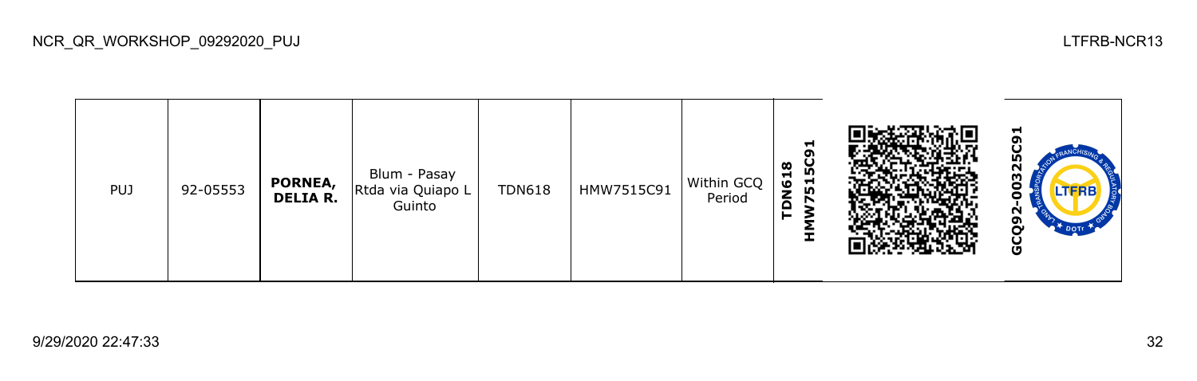| PUJ | 92-05553 | **PORNEA, DELIA R.** | Blum - Pasay Rtda via Quiapo L Guinto | TDN618 | HMW7515C91 | Within GCQ Period | **TDN618 HMW7515C91** | | **GCQ92-00325C91** |
|---|---|---|---|---|---|---|---|---|---|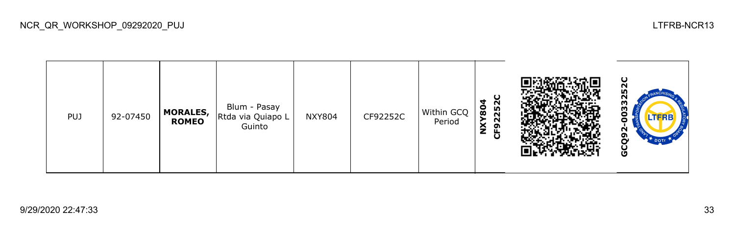| PUJ | 92-07450 | **MORALES, ROMEO** | Blum - Pasay Rtda via Quiapo L Guinto | NXY804 | CF92252C | Within GCQ Period | **NXY804 CF92252C** | | **GCQ92-0033252C** |
|---|---|---|---|---|---|---|---|---|---|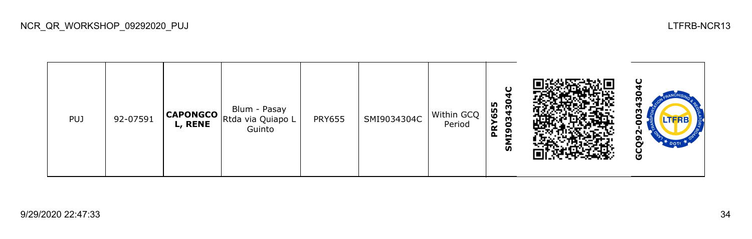| PUJ | 92-07591 | **CAPONGCO L, RENE** | Blum - Pasay Rtda via Quiapo L Guinto | PRY655 | SMI9034304C | Within GCQ Period | **PRY655 SMI9034304C** | | **GCQ92-0034304C** |
|---|---|---|---|---|---|---|---|---|---|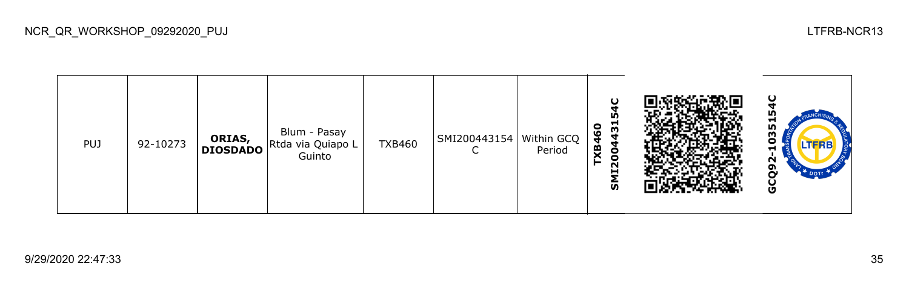| PUJ | 92-10273 | **ORIAS, DIOSDADO** | Blum - Pasay Rtda via Quiapo L Guinto | TXB460 | SMI200443154C | Within GCQ Period | **TXB460 SMI200443154C** | | **GCQ92-1035154C** |
|---|---|---|---|---|---|---|---|---|---|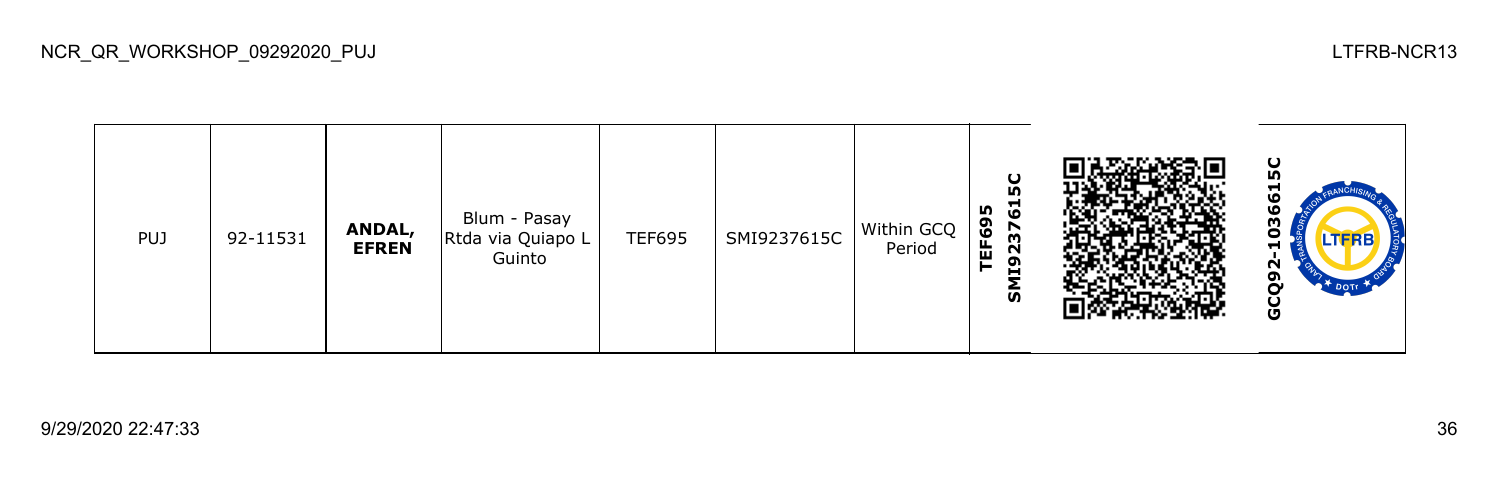| PUJ | 92-11531 | **ANDAL, EFREN** | Blum - Pasay Rtda via Quiapo L Guinto | TEF695 | SMI9237615C | Within GCQ Period | **TEF695 SMI9237615C** | | **GCQ92-1036615C** |
|---|---|---|---|---|---|---|---|---|---|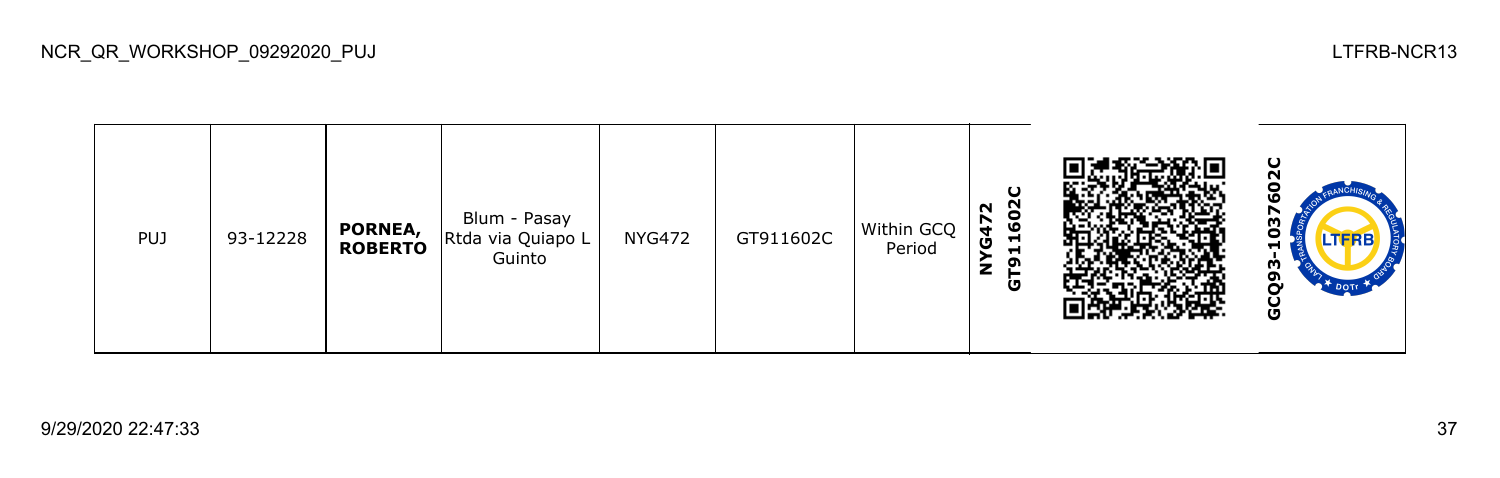| PUJ | 93-12228 | **PORNEA, ROBERTO** | Blum - Pasay Rtda via Quiapo L Guinto | NYG472 | GT911602C | Within GCQ Period | **NYG472 GT911602C** | | **GCQ93-1037602C** |
|---|---|---|---|---|---|---|---|---|---|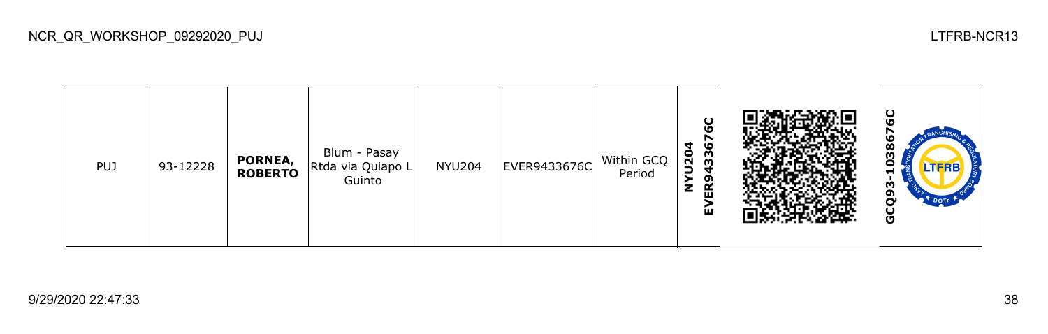| PUJ | 93-12228 | **PORNEA, ROBERTO** | Blum - Pasay Rtda via Quiapo L Guinto | NYU204 | EVER9433676C | Within GCQ Period | **NYU204 EVER9433676C** | | **GCQ93-1038676C** |
|---|---|---|---|---|---|---|---|---|---|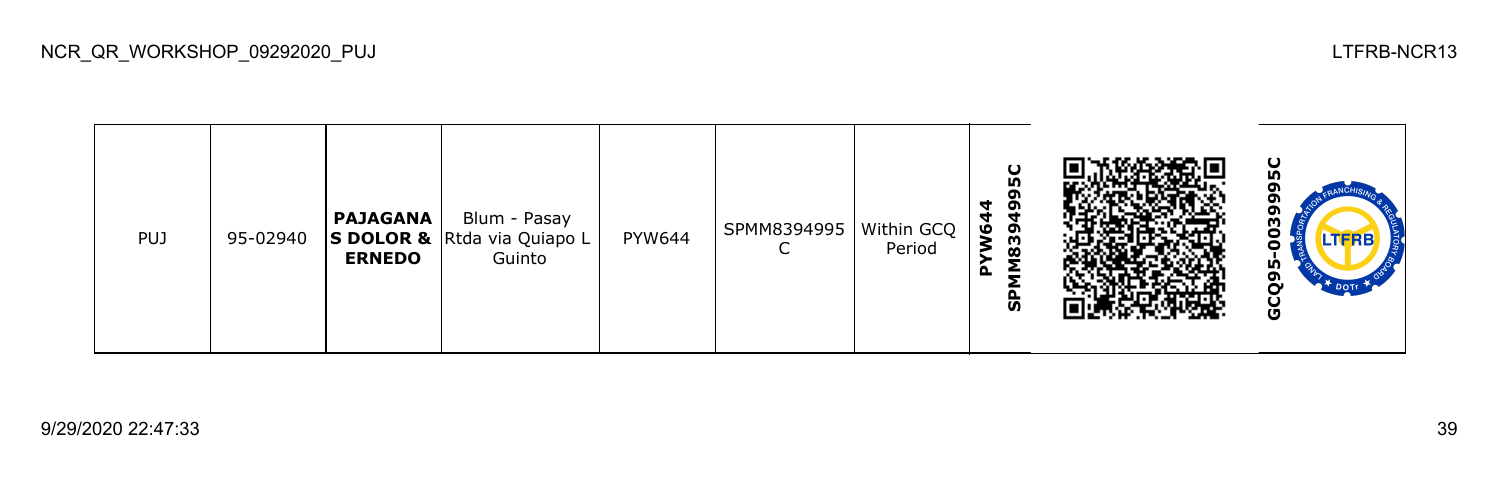| PUJ | 95-02940 | **PAJAGANAS DOLOR & ERNEDO** | Blum - Pasay Rtda via Quiapo L Guinto | PYW644 | SPMM8394995C | Within GCQ Period | **PYW644 SPMM8394995C** | | **GCQ95-0039995C** |
|---|---|---|---|---|---|---|---|---|---|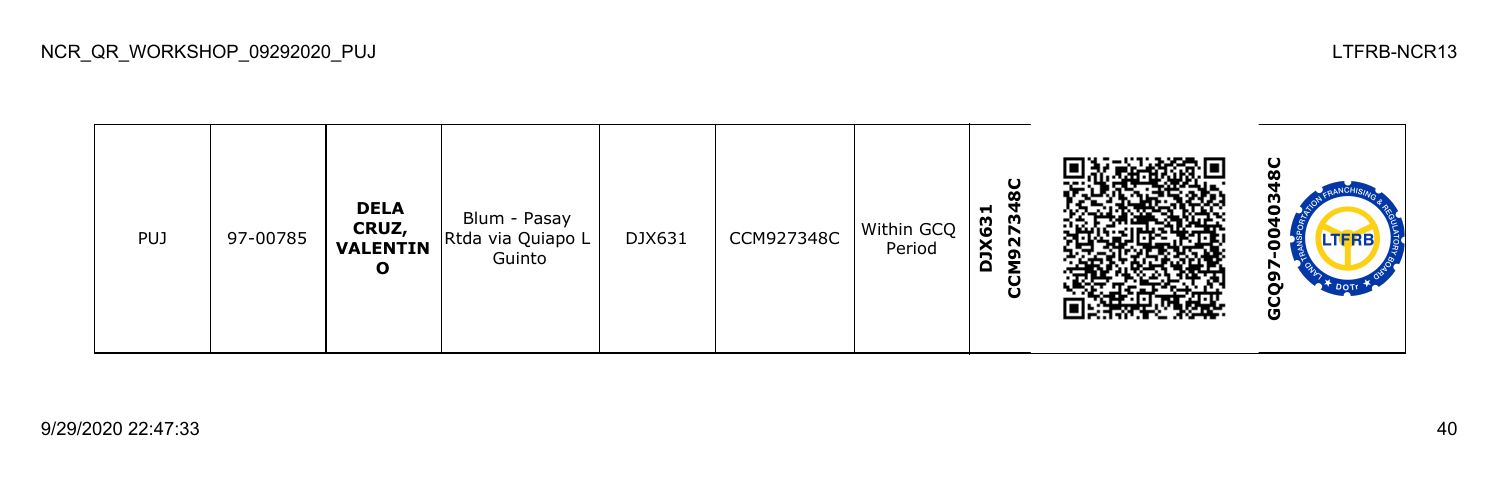| PUJ | 97-00785 | **DELA CRUZ, VALENTINO** | Blum - Pasay Rtda via Quiapo L Guinto | DJX631 | CCM927348C | Within GCQ Period | **DJX631 CCM927348C** | | **GCQ97-00403​48C** |
|---|---|---|---|---|---|---|---|---|---|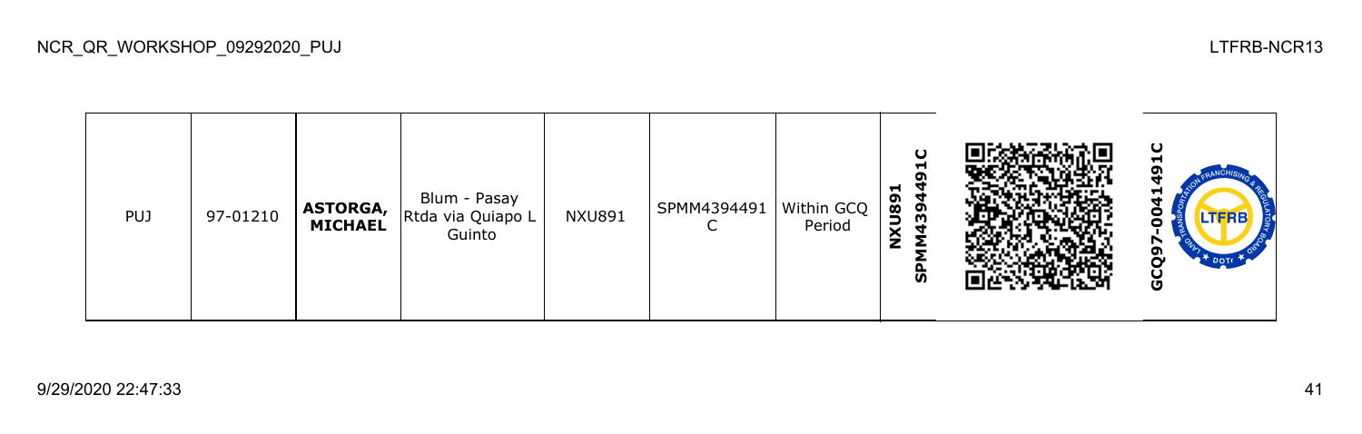| PUJ | 97-01210 | **ASTORGA, MICHAEL** | Blum - Pasay Rtda via Quiapo L Guinto | NXU891 | SPMM4394491 C | Within GCQ Period | **NXU891 SPMM4394491C** | | **GCQ97-0041491C** |
|---|---|---|---|---|---|---|---|---|---|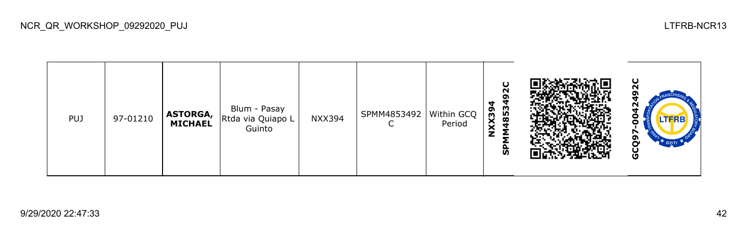| PUJ | 97-01210 | **ASTORGA, MICHAEL** | Blum - Pasay Rtda via Quiapo L Guinto | NXX394 | SPMM4853492C | Within GCQ Period | **NXX394 SPMM4853492C** | | **GCQ97-0042492C** |
|---|---|---|---|---|---|---|---|---|---|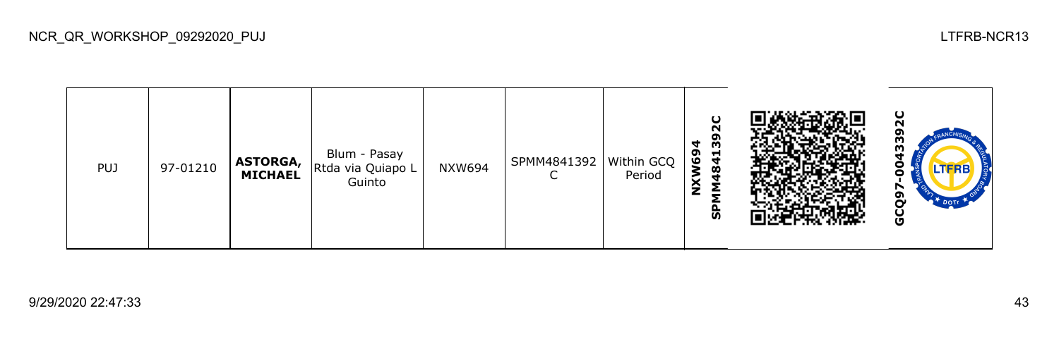| PUJ | 97-01210 | **ASTORGA, MICHAEL** | Blum - Pasay Rtda via Quiapo L Guinto | NXW694 | SPMM4841392 C | Within GCQ Period | **NXW694 SPMM4841392C** | | **GCQ97-0043392C** |
|---|---|---|---|---|---|---|---|---|---|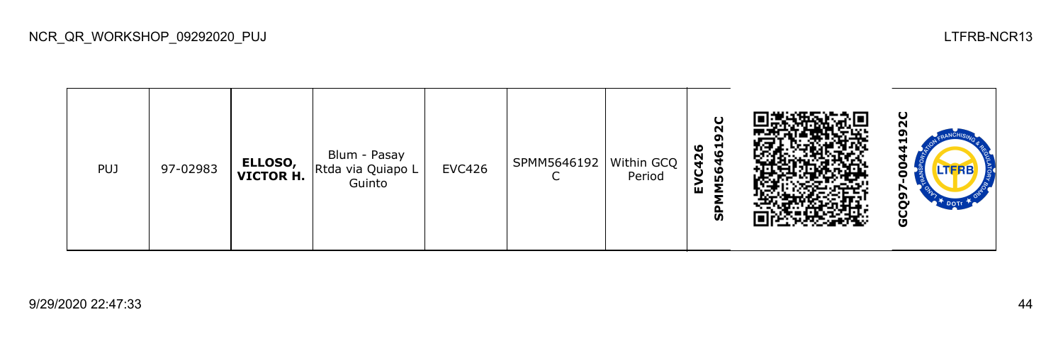| PUJ | 97-02983 | **ELLOSO, VICTOR H.** | Blum - Pasay Rtda via Quiapo L Guinto | EVC426 | SPMM5646192C | Within GCQ Period | **EVC426 SPMM5646192C** | | **GCQ97-0044192C** |
|---|---|---|---|---|---|---|---|---|---|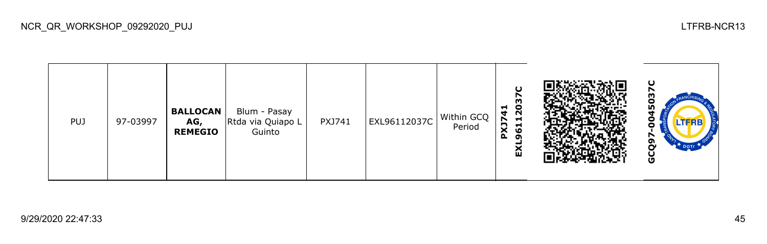| PUJ | 97-03997 | **BALLOCAN AG, REMEGIO** | Blum - Pasay Rtda via Quiapo L Guinto | PXJ741 | EXL96112037C | Within GCQ Period | **PXJ741 EXL96112037C** | | **GCQ97-0045037C** |
|---|---|---|---|---|---|---|---|---|---|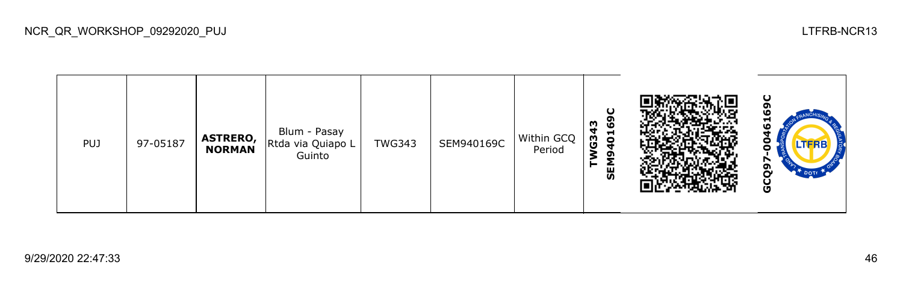| PUJ | 97-05187 | **ASTRERO, NORMAN** | Blum - Pasay Rtda via Quiapo L Guinto | TWG343 | SEM940169C | Within GCQ Period | **TWG343 SEM940169C** | | **GCQ97-0046169C** |
|---|---|---|---|---|---|---|---|---|---|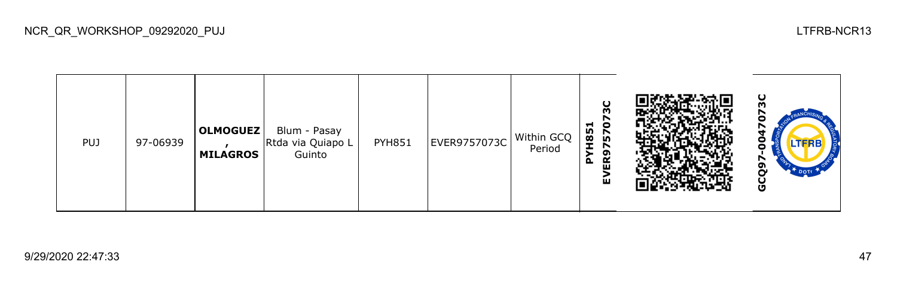| PUJ | 97-06939 | **OLMOGUEZ , MILAGROS** | Blum - Pasay Rtda via Quiapo L Guinto | PYH851 | EVER9757073C | Within GCQ Period | **PYH851 EVER9757073C** | | **GCQ97-0047073C** |
|---|---|---|---|---|---|---|---|---|---|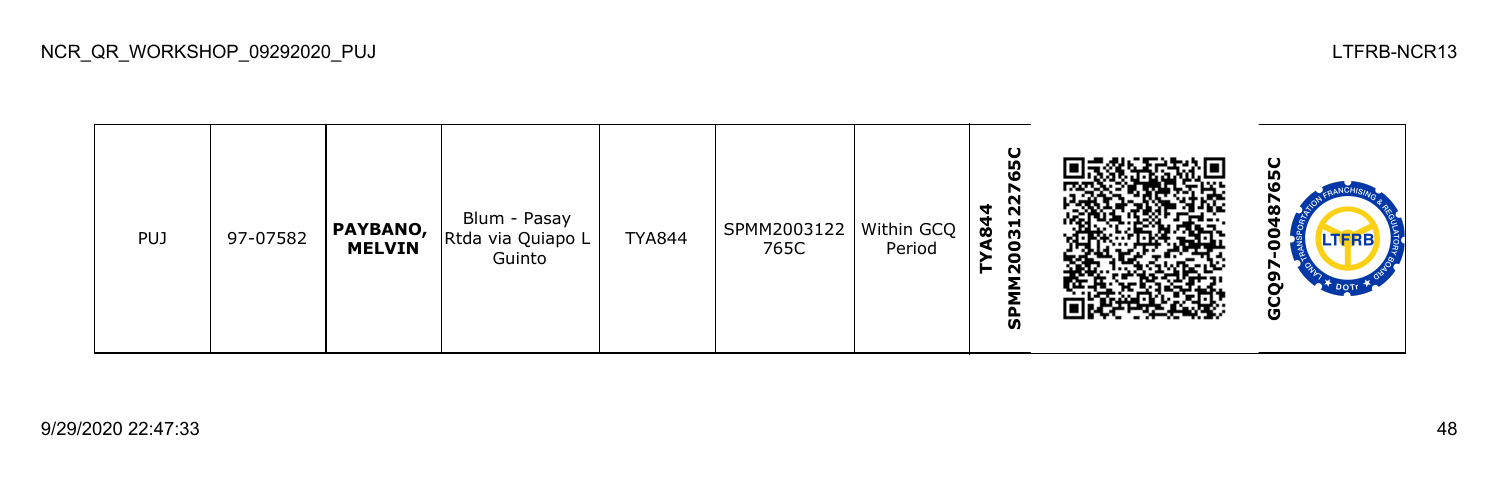| PUJ | 97-07582 | **PAYBANO, MELVIN** | Blum - Pasay Rtda via Quiapo L Guinto | TYA844 | SPMM2003122765C | Within GCQ Period | **TYA844 SPMM2003122765C** | | **GCQ97-0048765C** |
|---|---|---|---|---|---|---|---|---|---|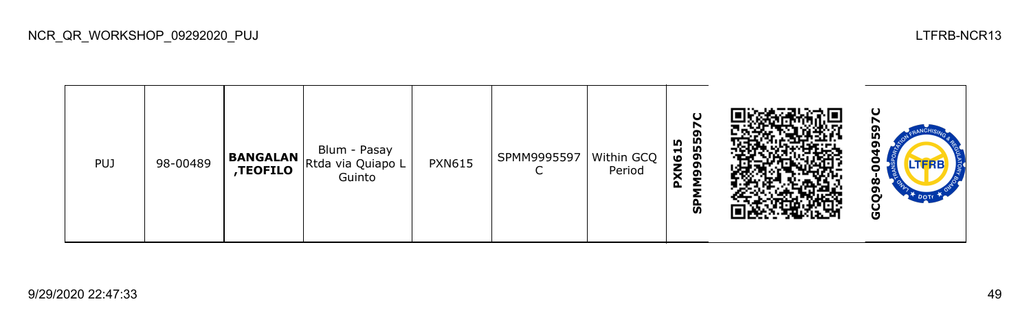| PUJ | 98-00489 | **BANGALAN ,TEOFILO** | Blum - Pasay Rtda via Quiapo L Guinto | PXN615 | SPMM9995597 C | Within GCQ Period | **PXN615 SPMM9995597C** | | **GCQ98-0049597C** |
|---|---|---|---|---|---|---|---|---|---|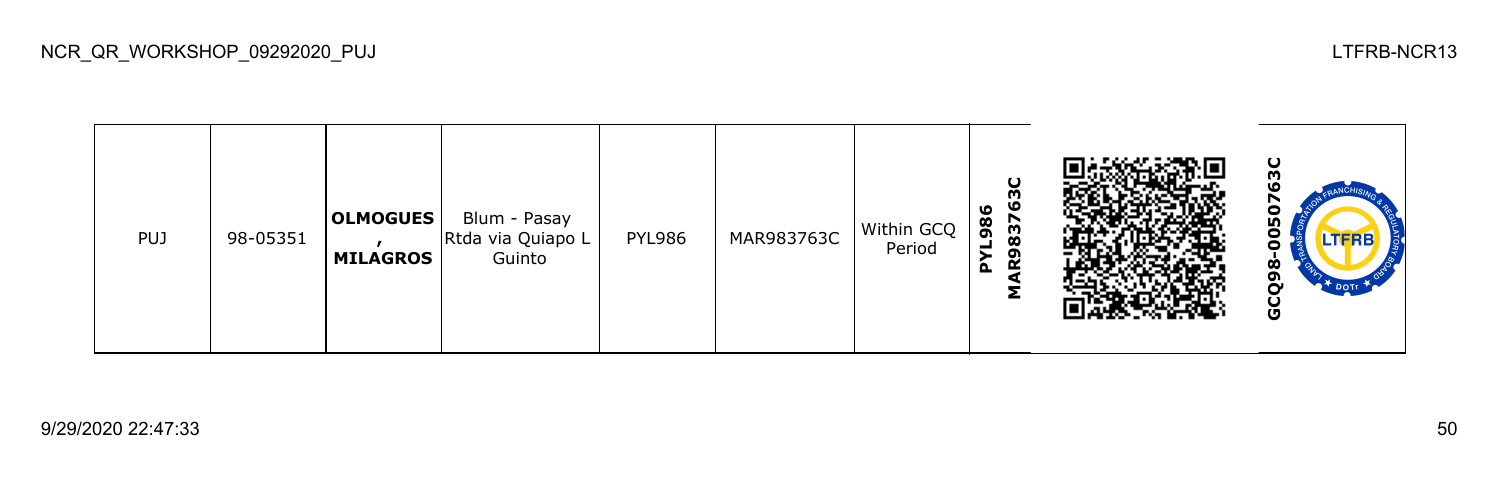| PUJ | 98-05351 | **OLMOGUES , MILAGROS** | Blum - Pasay Rtda via Quiapo L Guinto | PYL986 | MAR983763C | Within GCQ Period | **PYL986 MAR983763C** | | **GCQ98-0050763C** |
|---|---|---|---|---|---|---|---|---|---|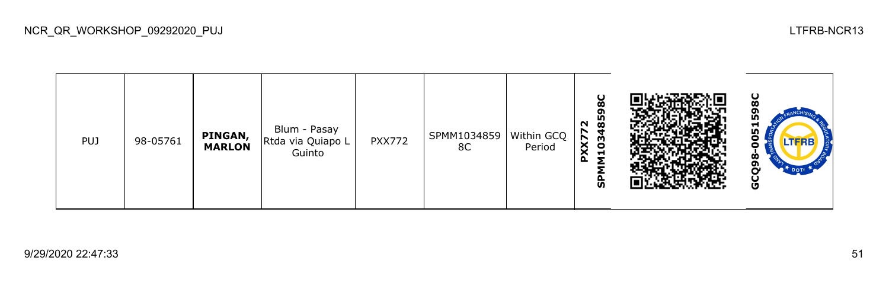| PUJ | 98-05761 | **PINGAN, MARLON** | Blum - Pasay Rtda via Quiapo L Guinto | PXX772 | SPMM10348598C | Within GCQ Period | **PXX772 SPMM10348598C** | | **GCQ98-0051598C** |
|---|---|---|---|---|---|---|---|---|---|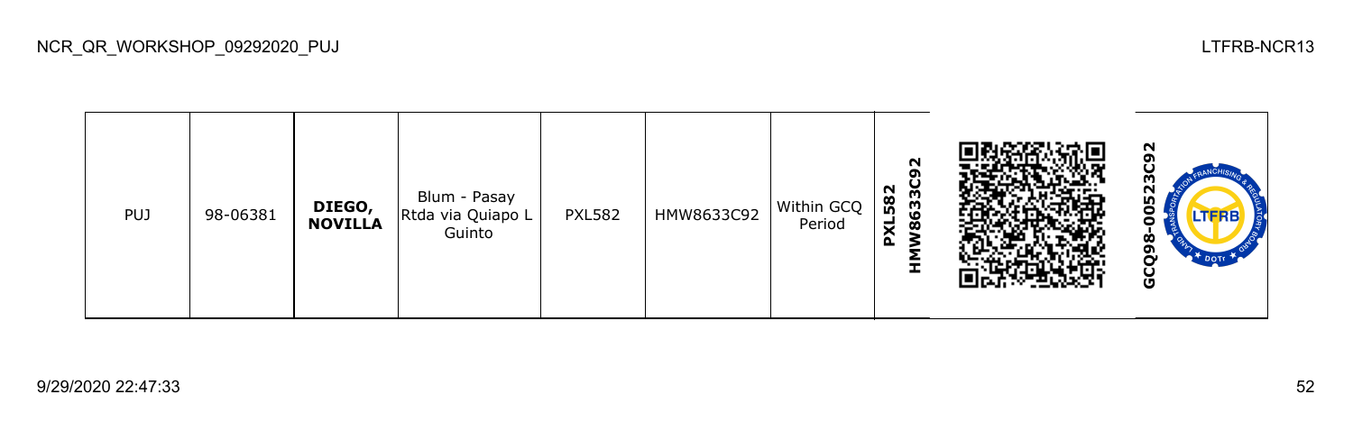| PUJ | 98-06381 | **DIEGO, NOVILLA** | Blum - Pasay Rtda via Quiapo L Guinto | PXL582 | HMW8633C92 | Within GCQ Period | **PXL582 HMW8633C92** | | **GCQ98-00523C92** |
|---|---|---|---|---|---|---|---|---|---|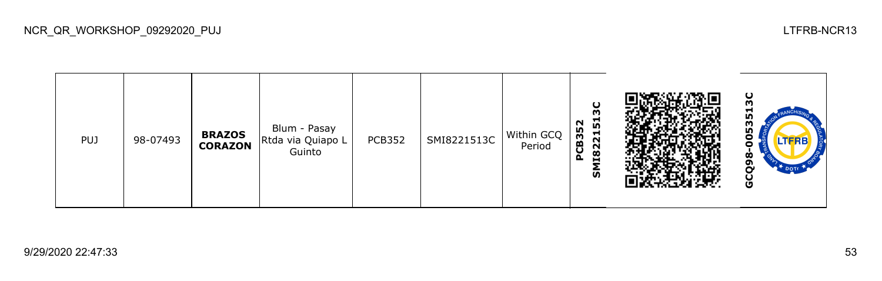| PUJ | 98-07493 | **BRAZOS CORAZON** | Blum - Pasay Rtda via Quiapo L Guinto | PCB352 | SMI8221513C | Within GCQ Period | **PCB352 SMI8221513C** | | **GCQ98-0053513C** |
|---|---|---|---|---|---|---|---|---|---|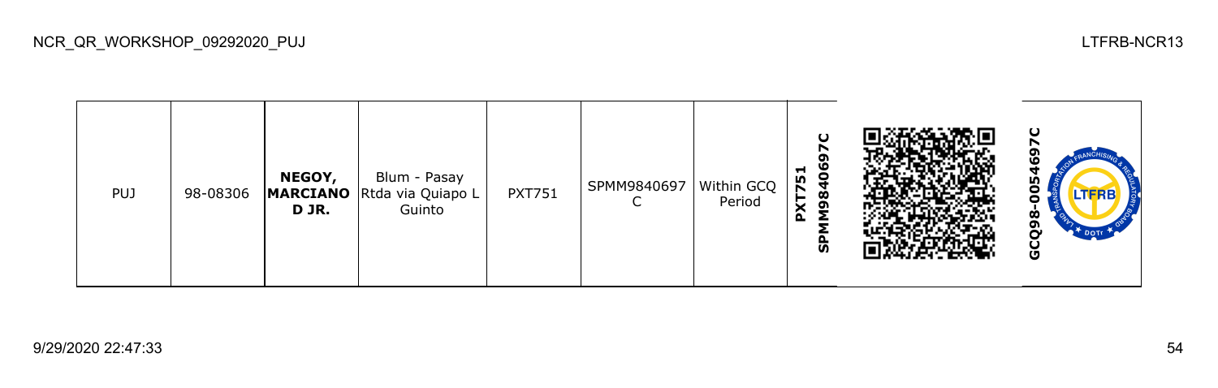| | | | | | | | | | |
|---|---|---|---|---|---|---|---|---|---|
| PUJ | 98-08306 | **NEGOY, MARCIANO D JR.** | Blum - Pasay Rtda via Quiapo L Guinto | PXT751 | SPMM9840697C | Within GCQ Period | **PXT751 SPMM9840697C** | | **GCQ98-0054697C** |